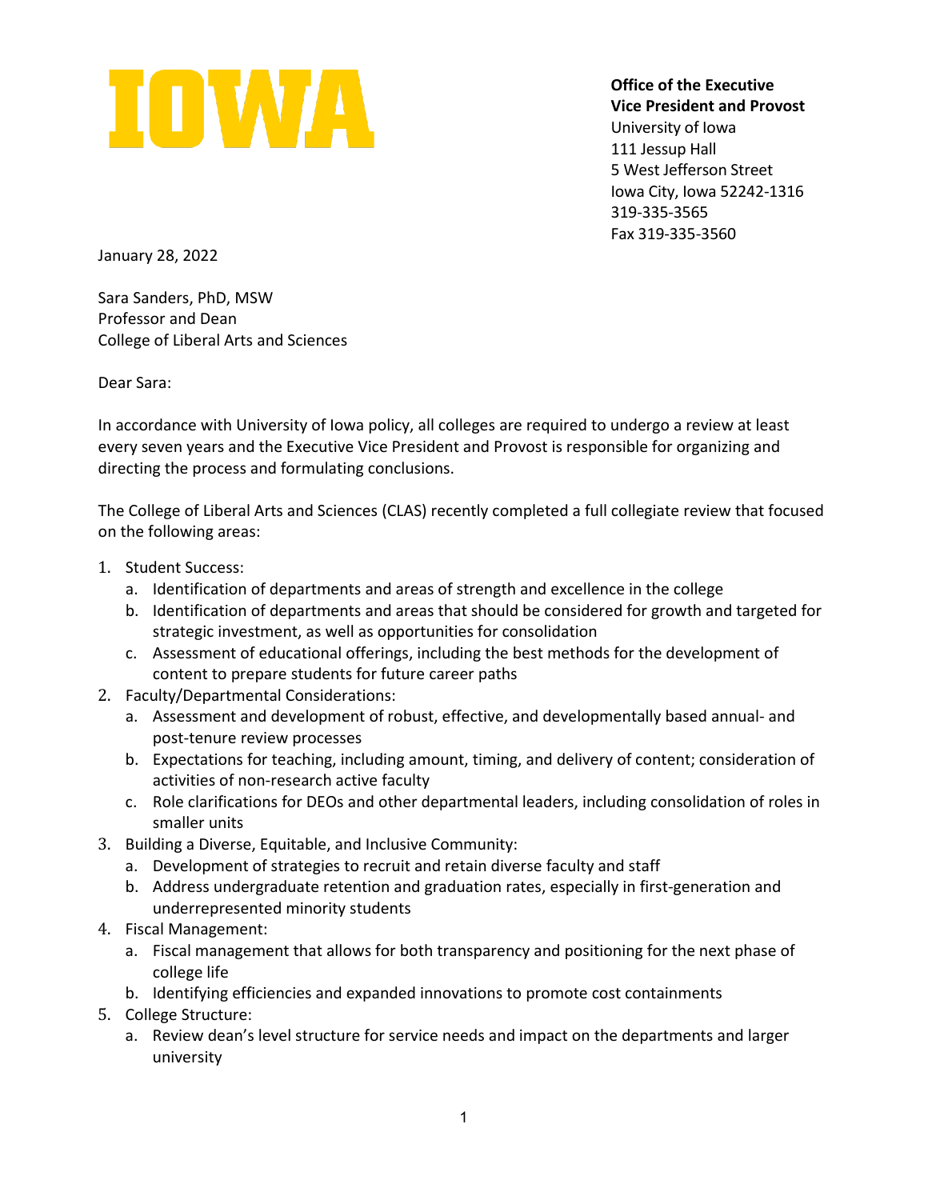IOWA

**Office of the Executive Vice President and Provost**
University of Iowa
111 Jessup Hall
5 West Jefferson Street
Iowa City, Iowa 52242-1316
319-335-3565
Fax 319-335-3560

January 28, 2022

Sara Sanders, PhD, MSW
Professor and Dean
College of Liberal Arts and Sciences

Dear Sara:

In accordance with University of Iowa policy, all colleges are required to undergo a review at least every seven years and the Executive Vice President and Provost is responsible for organizing and directing the process and formulating conclusions.

The College of Liberal Arts and Sciences (CLAS) recently completed a full collegiate review that focused on the following areas:

1. Student Success:
    a. Identification of departments and areas of strength and excellence in the college
    b. Identification of departments and areas that should be considered for growth and targeted for strategic investment, as well as opportunities for consolidation
    c. Assessment of educational offerings, including the best methods for the development of content to prepare students for future career paths
2. Faculty/Departmental Considerations:
    a. Assessment and development of robust, effective, and developmentally based annual- and post-tenure review processes
    b. Expectations for teaching, including amount, timing, and delivery of content; consideration of activities of non-research active faculty
    c. Role clarifications for DEOs and other departmental leaders, including consolidation of roles in smaller units
3. Building a Diverse, Equitable, and Inclusive Community:
    a. Development of strategies to recruit and retain diverse faculty and staff
    b. Address undergraduate retention and graduation rates, especially in first-generation and underrepresented minority students
4. Fiscal Management:
    a. Fiscal management that allows for both transparency and positioning for the next phase of college life
    b. Identifying efficiencies and expanded innovations to promote cost containments
5. College Structure:
    a. Review dean's level structure for service needs and impact on the departments and larger university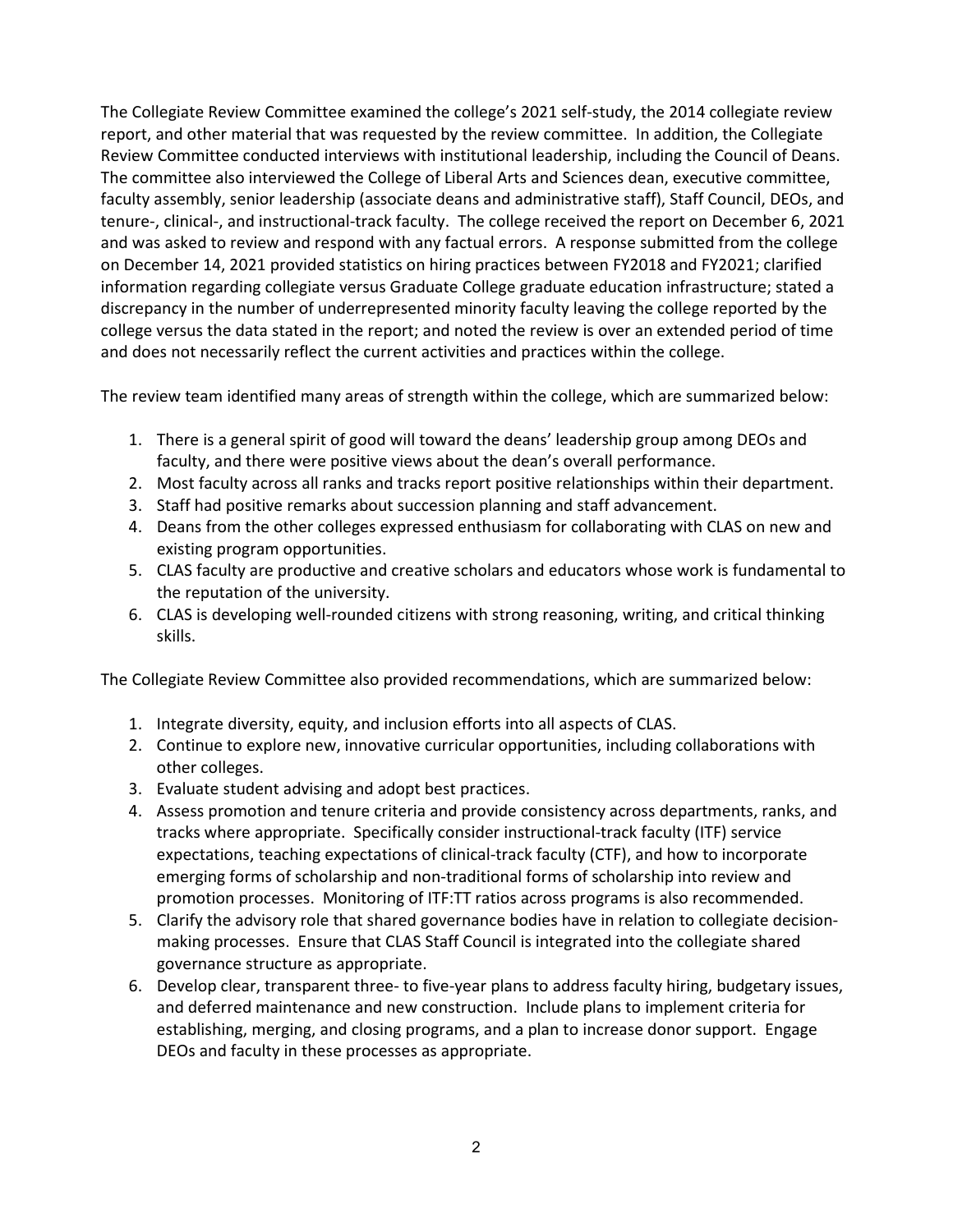The Collegiate Review Committee examined the college's 2021 self-study, the 2014 collegiate review report, and other material that was requested by the review committee. In addition, the Collegiate Review Committee conducted interviews with institutional leadership, including the Council of Deans. The committee also interviewed the College of Liberal Arts and Sciences dean, executive committee, faculty assembly, senior leadership (associate deans and administrative staff), Staff Council, DEOs, and tenure-, clinical-, and instructional-track faculty. The college received the report on December 6, 2021 and was asked to review and respond with any factual errors. A response submitted from the college on December 14, 2021 provided statistics on hiring practices between FY2018 and FY2021; clarified information regarding collegiate versus Graduate College graduate education infrastructure; stated a discrepancy in the number of underrepresented minority faculty leaving the college reported by the college versus the data stated in the report; and noted the review is over an extended period of time and does not necessarily reflect the current activities and practices within the college.

The review team identified many areas of strength within the college, which are summarized below:

1. There is a general spirit of good will toward the deans' leadership group among DEOs and faculty, and there were positive views about the dean's overall performance.
2. Most faculty across all ranks and tracks report positive relationships within their department.
3. Staff had positive remarks about succession planning and staff advancement.
4. Deans from the other colleges expressed enthusiasm for collaborating with CLAS on new and existing program opportunities.
5. CLAS faculty are productive and creative scholars and educators whose work is fundamental to the reputation of the university.
6. CLAS is developing well-rounded citizens with strong reasoning, writing, and critical thinking skills.

The Collegiate Review Committee also provided recommendations, which are summarized below:

1. Integrate diversity, equity, and inclusion efforts into all aspects of CLAS.
2. Continue to explore new, innovative curricular opportunities, including collaborations with other colleges.
3. Evaluate student advising and adopt best practices.
4. Assess promotion and tenure criteria and provide consistency across departments, ranks, and tracks where appropriate. Specifically consider instructional-track faculty (ITF) service expectations, teaching expectations of clinical-track faculty (CTF), and how to incorporate emerging forms of scholarship and non-traditional forms of scholarship into review and promotion processes. Monitoring of ITF:TT ratios across programs is also recommended.
5. Clarify the advisory role that shared governance bodies have in relation to collegiate decision-making processes. Ensure that CLAS Staff Council is integrated into the collegiate shared governance structure as appropriate.
6. Develop clear, transparent three- to five-year plans to address faculty hiring, budgetary issues, and deferred maintenance and new construction. Include plans to implement criteria for establishing, merging, and closing programs, and a plan to increase donor support. Engage DEOs and faculty in these processes as appropriate.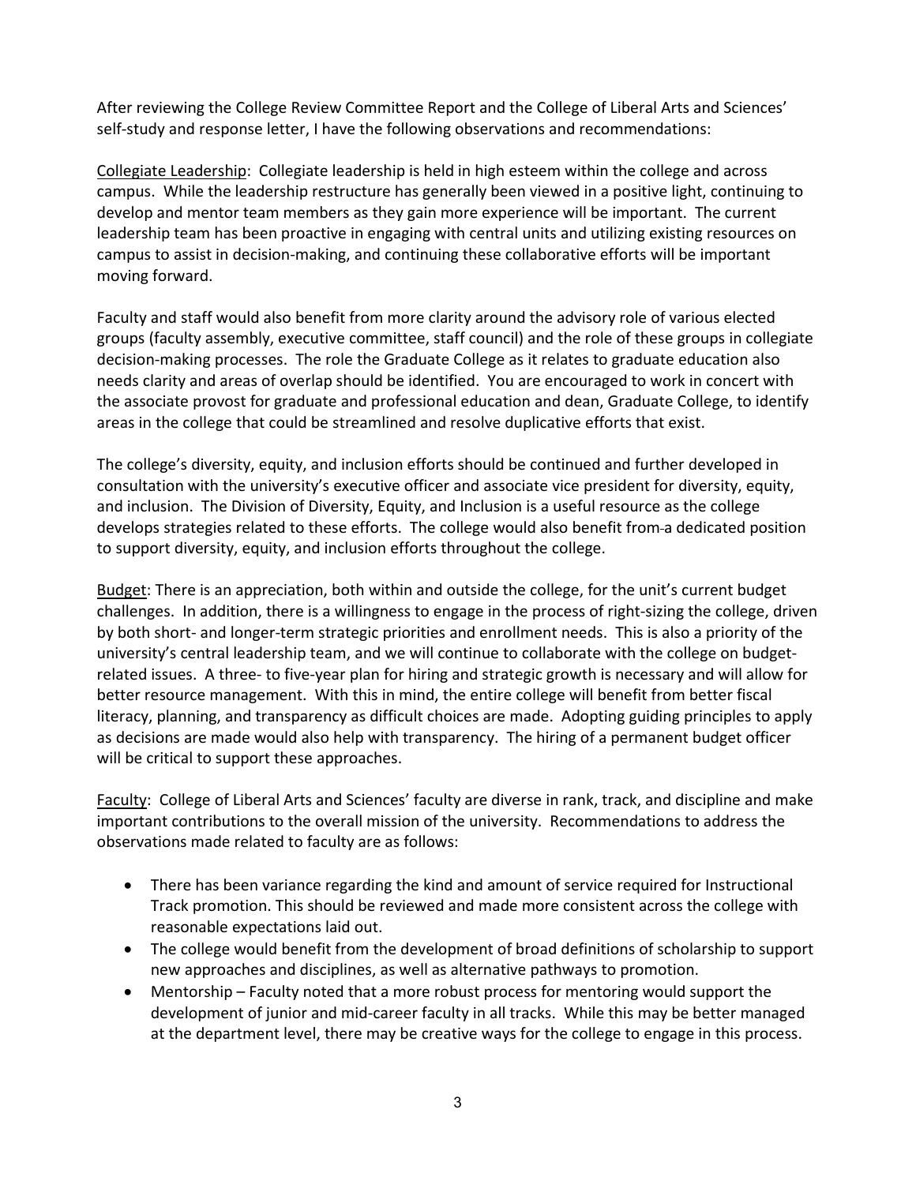After reviewing the College Review Committee Report and the College of Liberal Arts and Sciences' self-study and response letter, I have the following observations and recommendations:

<u>Collegiate Leadership</u>: Collegiate leadership is held in high esteem within the college and across campus. While the leadership restructure has generally been viewed in a positive light, continuing to develop and mentor team members as they gain more experience will be important. The current leadership team has been proactive in engaging with central units and utilizing existing resources on campus to assist in decision-making, and continuing these collaborative efforts will be important moving forward.

Faculty and staff would also benefit from more clarity around the advisory role of various elected groups (faculty assembly, executive committee, staff council) and the role of these groups in collegiate decision-making processes. The role the Graduate College as it relates to graduate education also needs clarity and areas of overlap should be identified. You are encouraged to work in concert with the associate provost for graduate and professional education and dean, Graduate College, to identify areas in the college that could be streamlined and resolve duplicative efforts that exist.

The college's diversity, equity, and inclusion efforts should be continued and further developed in consultation with the university's executive officer and associate vice president for diversity, equity, and inclusion. The Division of Diversity, Equity, and Inclusion is a useful resource as the college develops strategies related to these efforts. The college would also benefit from a dedicated position to support diversity, equity, and inclusion efforts throughout the college.

<u>Budget</u>: There is an appreciation, both within and outside the college, for the unit's current budget challenges. In addition, there is a willingness to engage in the process of right-sizing the college, driven by both short- and longer-term strategic priorities and enrollment needs. This is also a priority of the university's central leadership team, and we will continue to collaborate with the college on budget-related issues. A three- to five-year plan for hiring and strategic growth is necessary and will allow for better resource management. With this in mind, the entire college will benefit from better fiscal literacy, planning, and transparency as difficult choices are made. Adopting guiding principles to apply as decisions are made would also help with transparency. The hiring of a permanent budget officer will be critical to support these approaches.

<u>Faculty</u>: College of Liberal Arts and Sciences' faculty are diverse in rank, track, and discipline and make important contributions to the overall mission of the university. Recommendations to address the observations made related to faculty are as follows:

- There has been variance regarding the kind and amount of service required for Instructional Track promotion. This should be reviewed and made more consistent across the college with reasonable expectations laid out.
- The college would benefit from the development of broad definitions of scholarship to support new approaches and disciplines, as well as alternative pathways to promotion.
- Mentorship – Faculty noted that a more robust process for mentoring would support the development of junior and mid-career faculty in all tracks. While this may be better managed at the department level, there may be creative ways for the college to engage in this process.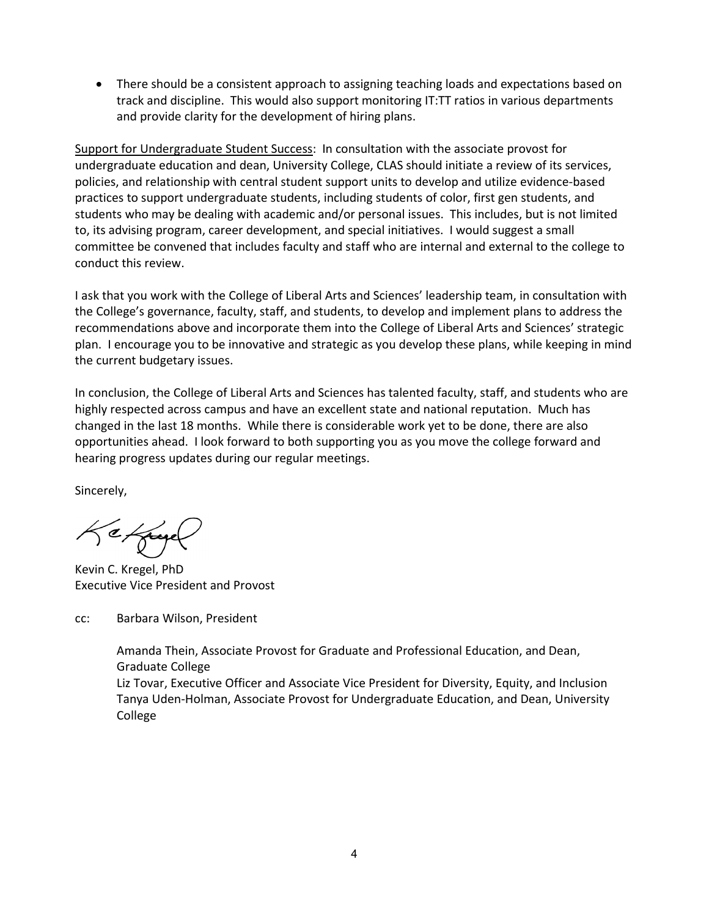- There should be a consistent approach to assigning teaching loads and expectations based on track and discipline. This would also support monitoring IT:TT ratios in various departments and provide clarity for the development of hiring plans.

Support for Undergraduate Student Success: In consultation with the associate provost for undergraduate education and dean, University College, CLAS should initiate a review of its services, policies, and relationship with central student support units to develop and utilize evidence-based practices to support undergraduate students, including students of color, first gen students, and students who may be dealing with academic and/or personal issues. This includes, but is not limited to, its advising program, career development, and special initiatives. I would suggest a small committee be convened that includes faculty and staff who are internal and external to the college to conduct this review.

I ask that you work with the College of Liberal Arts and Sciences' leadership team, in consultation with the College's governance, faculty, staff, and students, to develop and implement plans to address the recommendations above and incorporate them into the College of Liberal Arts and Sciences' strategic plan. I encourage you to be innovative and strategic as you develop these plans, while keeping in mind the current budgetary issues.

In conclusion, the College of Liberal Arts and Sciences has talented faculty, staff, and students who are highly respected across campus and have an excellent state and national reputation. Much has changed in the last 18 months. While there is considerable work yet to be done, there are also opportunities ahead. I look forward to both supporting you as you move the college forward and hearing progress updates during our regular meetings.

Sincerely,

Kevin C. Kregel, PhD
Executive Vice President and Provost

cc: Barbara Wilson, President

Amanda Thein, Associate Provost for Graduate and Professional Education, and Dean, Graduate College
Liz Tovar, Executive Officer and Associate Vice President for Diversity, Equity, and Inclusion
Tanya Uden-Holman, Associate Provost for Undergraduate Education, and Dean, University College